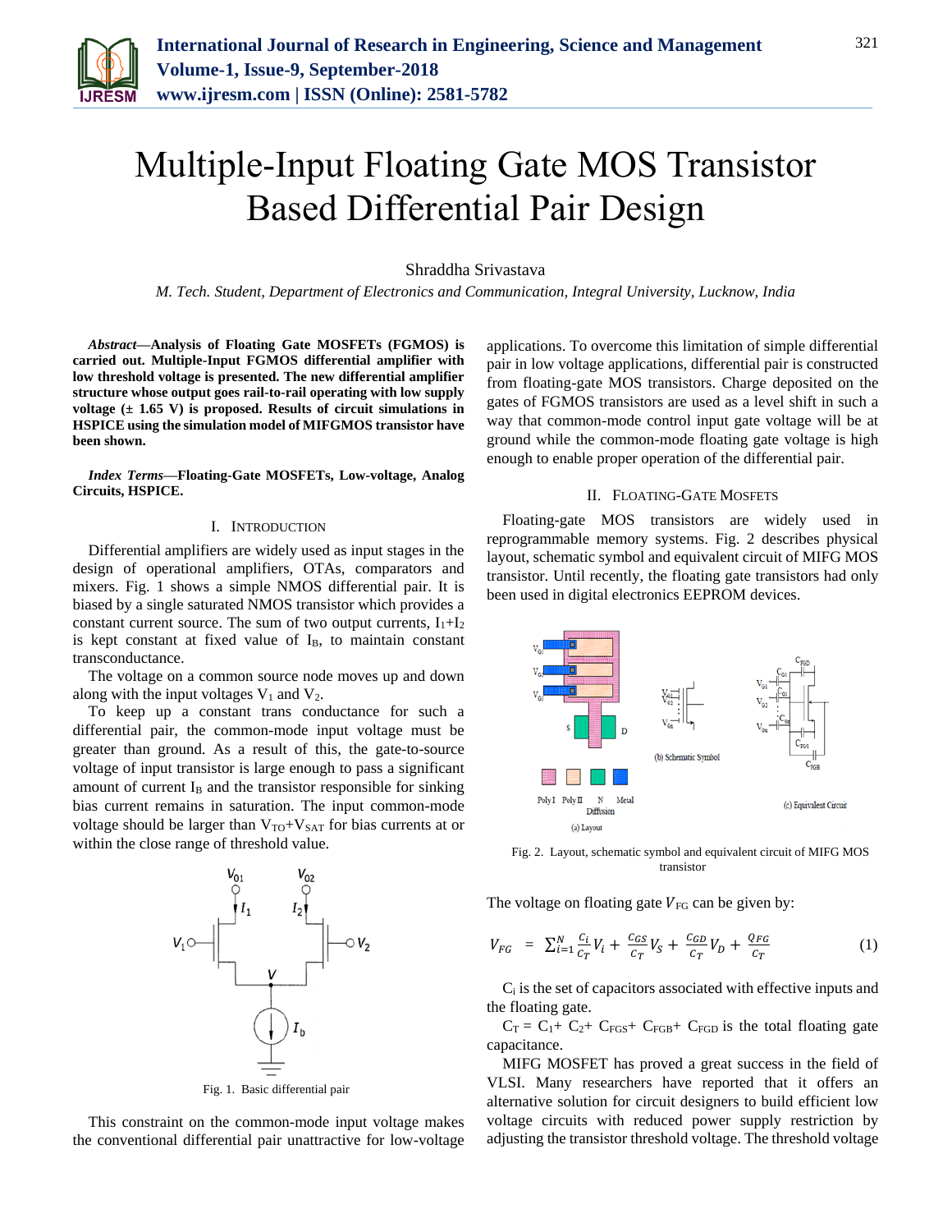# Multiple-Input Floating Gate MOS Transistor Based Differential Pair Design

Shraddha Srivastava

*M. Tech. Student, Department of Electronics and Communication, Integral University, Lucknow, India*

***Abstract*—Analysis of Floating Gate MOSFETs (FGMOS) is carried out. Multiple-Input FGMOS differential amplifier with low threshold voltage is presented. The new differential amplifier structure whose output goes rail-to-rail operating with low supply voltage (± 1.65 V) is proposed. Results of circuit simulations in HSPICE using the simulation model of MIFGMOS transistor have been shown.**

***Index Terms*—Floating-Gate MOSFETs, Low-voltage, Analog Circuits, HSPICE.**

## I. Introduction

Differential amplifiers are widely used as input stages in the design of operational amplifiers, OTAs, comparators and mixers. Fig. 1 shows a simple NMOS differential pair. It is biased by a single saturated NMOS transistor which provides a constant current source. The sum of two output currents, $I_1+I_2$ is kept constant at fixed value of $I_B$, to maintain constant transconductance.

The voltage on a common source node moves up and down along with the input voltages $V_1$ and $V_2$.

To keep up a constant trans conductance for such a differential pair, the common-mode input voltage must be greater than ground. As a result of this, the gate-to-source voltage of input transistor is large enough to pass a significant amount of current $I_B$ and the transistor responsible for sinking bias current remains in saturation. The input common-mode voltage should be larger than $V_{TO}+V_{SAT}$ for bias currents at or within the close range of threshold value.

Fig. 1. Basic differential pair

This constraint on the common-mode input voltage makes the conventional differential pair unattractive for low-voltage applications. To overcome this limitation of simple differential pair in low voltage applications, differential pair is constructed from floating-gate MOS transistors. Charge deposited on the gates of FGMOS transistors are used as a level shift in such a way that common-mode control input gate voltage will be at ground while the common-mode floating gate voltage is high enough to enable proper operation of the differential pair.

## II. Floating-Gate Mosfets

Floating-gate MOS transistors are widely used in reprogrammable memory systems. Fig. 2 describes physical layout, schematic symbol and equivalent circuit of MIFG MOS transistor. Until recently, the floating gate transistors had only been used in digital electronics EEPROM devices.

Fig. 2. Layout, schematic symbol and equivalent circuit of MIFG MOS transistor

The voltage on floating gate $V_{FG}$ can be given by:

$$V_{FG} = \sum_{i=1}^{N} \frac{C_i}{C_T} V_i + \frac{C_{GS}}{C_T} V_S + \frac{C_{GD}}{C_T} V_D + \frac{Q_{FG}}{C_T} \tag{1}$$

$C_i$ is the set of capacitors associated with effective inputs and the floating gate.

$C_T = C_1 + C_2 + C_{FGS} + C_{FGB} + C_{FGD}$ is the total floating gate capacitance.

MIFG MOSFET has proved a great success in the field of VLSI. Many researchers have reported that it offers an alternative solution for circuit designers to build efficient low voltage circuits with reduced power supply restriction by adjusting the transistor threshold voltage. The threshold voltage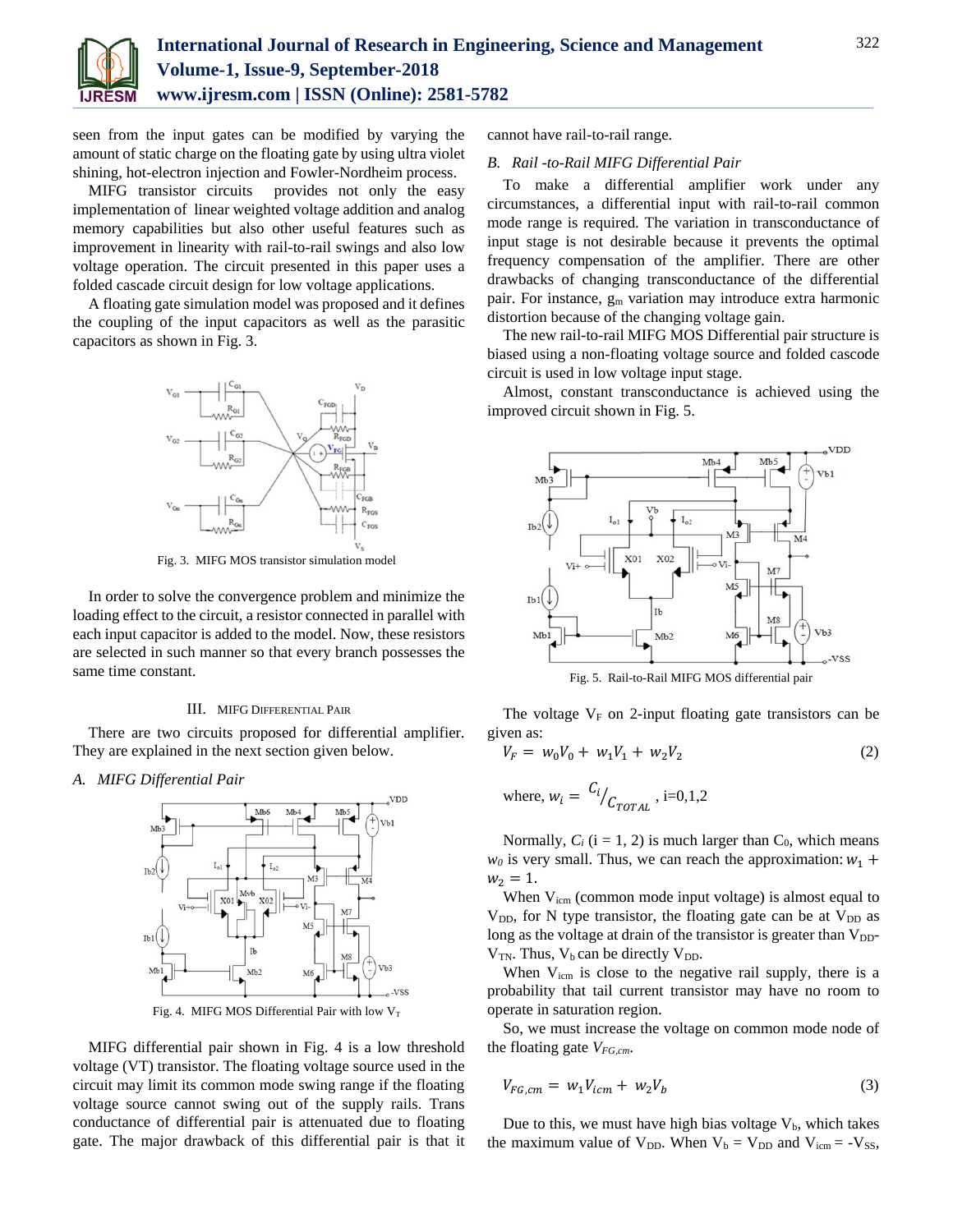seen from the input gates can be modified by varying the amount of static charge on the floating gate by using ultra violet shining, hot-electron injection and Fowler-Nordheim process.

MIFG transistor circuits provides not only the easy implementation of linear weighted voltage addition and analog memory capabilities but also other useful features such as improvement in linearity with rail-to-rail swings and also low voltage operation. The circuit presented in this paper uses a folded cascade circuit design for low voltage applications.

A floating gate simulation model was proposed and it defines the coupling of the input capacitors as well as the parasitic capacitors as shown in Fig. 3.

Fig. 3. MIFG MOS transistor simulation model

In order to solve the convergence problem and minimize the loading effect to the circuit, a resistor connected in parallel with each input capacitor is added to the model. Now, these resistors are selected in such manner so that every branch possesses the same time constant.

## III. MIFG Differential Pair

There are two circuits proposed for differential amplifier. They are explained in the next section given below.

### A. *MIFG Differential Pair*

Fig. 4. MIFG MOS Differential Pair with low $V_T$

MIFG differential pair shown in Fig. 4 is a low threshold voltage (VT) transistor. The floating voltage source used in the circuit may limit its common mode swing range if the floating voltage source cannot swing out of the supply rails. Trans conductance of differential pair is attenuated due to floating gate. The major drawback of this differential pair is that it cannot have rail-to-rail range.

### B. *Rail -to-Rail MIFG Differential Pair*

To make a differential amplifier work under any circumstances, a differential input with rail-to-rail common mode range is required. The variation in transconductance of input stage is not desirable because it prevents the optimal frequency compensation of the amplifier. There are other drawbacks of changing transconductance of the differential pair. For instance, $g_m$ variation may introduce extra harmonic distortion because of the changing voltage gain.

The new rail-to-rail MIFG MOS Differential pair structure is biased using a non-floating voltage source and folded cascode circuit is used in low voltage input stage.

Almost, constant transconductance is achieved using the improved circuit shown in Fig. 5.

Fig. 5. Rail-to-Rail MIFG MOS differential pair

The voltage $V_F$ on 2-input floating gate transistors can be given as:

$$V_F = w_0 V_0 + w_1 V_1 + w_2 V_2 \tag{2}$$

where, $w_i = {C_i}/{C_{TOTAL}}$, i=0,1,2

Normally, $C_i$ (i = 1, 2) is much larger than $C_0$, which means $w_0$ is very small. Thus, we can reach the approximation: $w_1 + w_2 = 1$.

When $V_{icm}$ (common mode input voltage) is almost equal to $V_{DD}$, for N type transistor, the floating gate can be at $V_{DD}$ as long as the voltage at drain of the transistor is greater than $V_{DD}$-$V_{TN}$. Thus, $V_b$ can be directly $V_{DD}$.

When $V_{icm}$ is close to the negative rail supply, there is a probability that tail current transistor may have no room to operate in saturation region.

So, we must increase the voltage on common mode node of the floating gate $V_{FG,cm}$.

$$V_{FG,cm} = w_1 V_{icm} + w_2 V_b \tag{3}$$

Due to this, we must have high bias voltage $V_b$, which takes the maximum value of $V_{DD}$. When $V_b = V_{DD}$ and $V_{icm} = -V_{SS}$,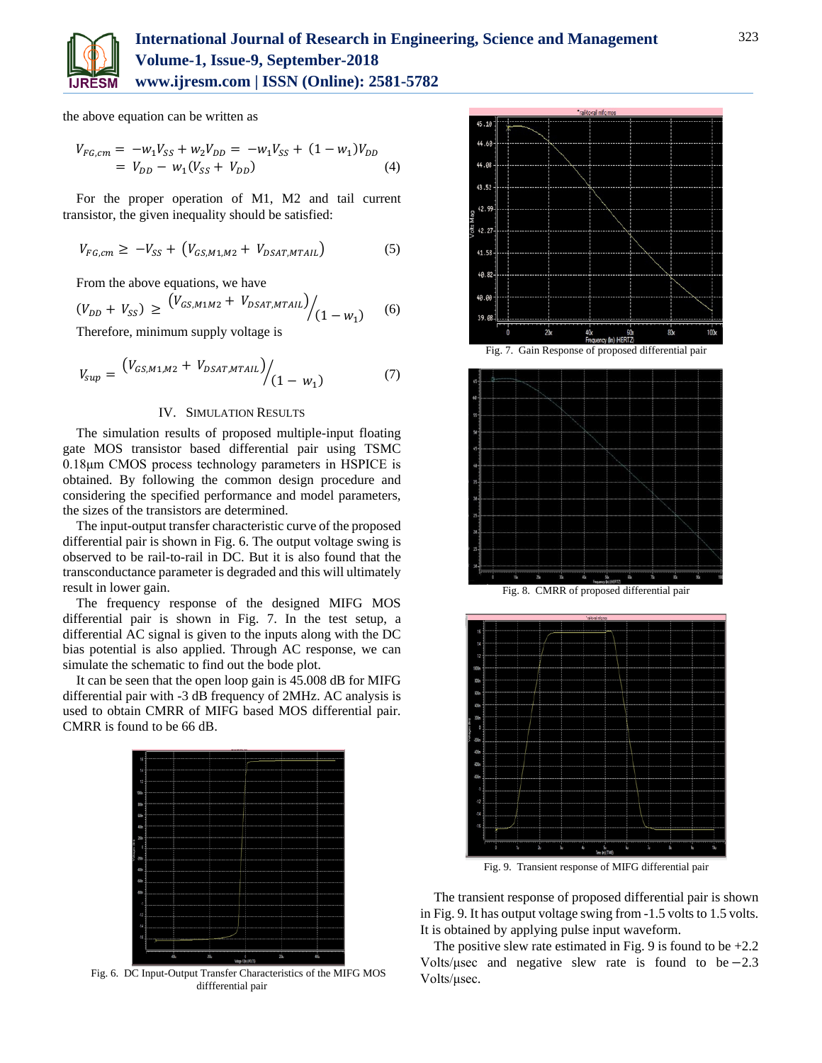the above equation can be written as

$$V_{FG,cm} = -w_1 V_{SS} + w_2 V_{DD} = -w_1 V_{SS} + (1 - w_1) V_{DD} = V_{DD} - w_1 (V_{SS} + V_{DD}) \quad (4)$$

For the proper operation of M1, M2 and tail current transistor, the given inequality should be satisfied:

$$V_{FG,cm} \geq -V_{SS} + \left(V_{GS,M1,M2} + V_{DSAT,MTAIL}\right) \quad (5)$$

From the above equations, we have

$$(V_{DD} + V_{SS}) \geq \left(V_{GS,M1M2} + V_{DSAT,MTAIL}\right) / (1 - w_1) \quad (6)$$

Therefore, minimum supply voltage is

$$V_{sup} = \left(V_{GS,M1,M2} + V_{DSAT,MTAIL}\right) / (1 - w_1) \quad (7)$$

## IV. Simulation Results

The simulation results of proposed multiple-input floating gate MOS transistor based differential pair using TSMC 0.18μm CMOS process technology parameters in HSPICE is obtained. By following the common design procedure and considering the specified performance and model parameters, the sizes of the transistors are determined.

The input-output transfer characteristic curve of the proposed differential pair is shown in Fig. 6. The output voltage swing is observed to be rail-to-rail in DC. But it is also found that the transconductance parameter is degraded and this will ultimately result in lower gain.

The frequency response of the designed MIFG MOS differential pair is shown in Fig. 7. In the test setup, a differential AC signal is given to the inputs along with the DC bias potential is also applied. Through AC response, we can simulate the schematic to find out the bode plot.

It can be seen that the open loop gain is 45.008 dB for MIFG differential pair with -3 dB frequency of 2MHz. AC analysis is used to obtain CMRR of MIFG based MOS differential pair. CMRR is found to be 66 dB.

Fig. 6. DC Input-Output Transfer Characteristics of the MIFG MOS diffferential pair

Fig. 7. Gain Response of proposed differential pair

Fig. 8. CMRR of proposed differential pair

Fig. 9. Transient response of MIFG differential pair

The transient response of proposed differential pair is shown in Fig. 9. It has output voltage swing from -1.5 volts to 1.5 volts. It is obtained by applying pulse input waveform.

The positive slew rate estimated in Fig. 9 is found to be +2.2 Volts/μsec and negative slew rate is found to be −2.3 Volts/μsec.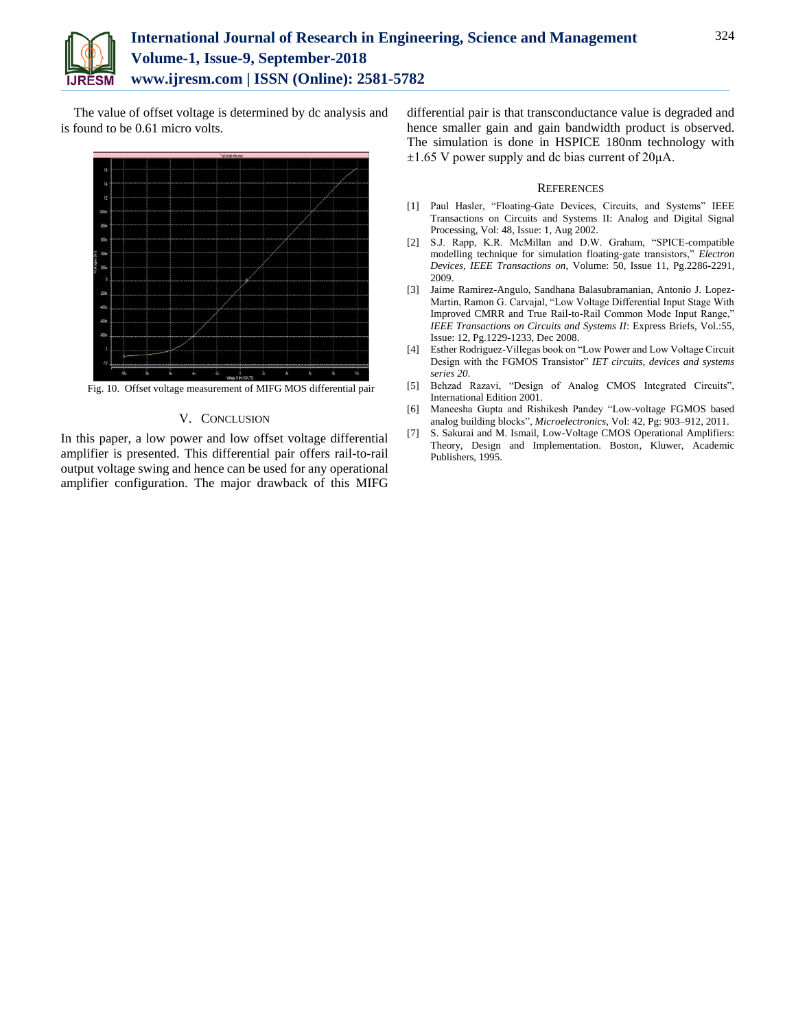The value of offset voltage is determined by dc analysis and is found to be 0.61 micro volts.

Fig. 10. Offset voltage measurement of MIFG MOS differential pair

## V. CONCLUSION

In this paper, a low power and low offset voltage differential amplifier is presented. This differential pair offers rail-to-rail output voltage swing and hence can be used for any operational amplifier configuration. The major drawback of this MIFG differential pair is that transconductance value is degraded and hence smaller gain and gain bandwidth product is observed. The simulation is done in HSPICE 180nm technology with ±1.65 V power supply and dc bias current of 20μA.

## REFERENCES

[1] Paul Hasler, "Floating-Gate Devices, Circuits, and Systems" IEEE Transactions on Circuits and Systems II: Analog and Digital Signal Processing, Vol: 48, Issue: 1, Aug 2002.

[2] S.J. Rapp, K.R. McMillan and D.W. Graham, "SPICE-compatible modelling technique for simulation floating-gate transistors," *Electron Devices, IEEE Transactions on*, Volume: 50, Issue 11, Pg.2286-2291, 2009.

[3] Jaime Ramirez-Angulo, Sandhana Balasubramanian, Antonio J. Lopez-Martin, Ramon G. Carvajal, "Low Voltage Differential Input Stage With Improved CMRR and True Rail-to-Rail Common Mode Input Range," *IEEE Transactions on Circuits and Systems II*: Express Briefs, Vol.:55, Issue: 12, Pg.1229-1233, Dec 2008.

[4] Esther Rodriguez-Villegas book on "Low Power and Low Voltage Circuit Design with the FGMOS Transistor" *IET circuits, devices and systems series 20*.

[5] Behzad Razavi, "Design of Analog CMOS Integrated Circuits", International Edition 2001.

[6] Maneesha Gupta and Rishikesh Pandey "Low-voltage FGMOS based analog building blocks", *Microelectronics*, Vol: 42, Pg: 903–912, 2011.

[7] S. Sakurai and M. Ismail, Low-Voltage CMOS Operational Amplifiers: Theory, Design and Implementation. Boston, Kluwer, Academic Publishers, 1995.